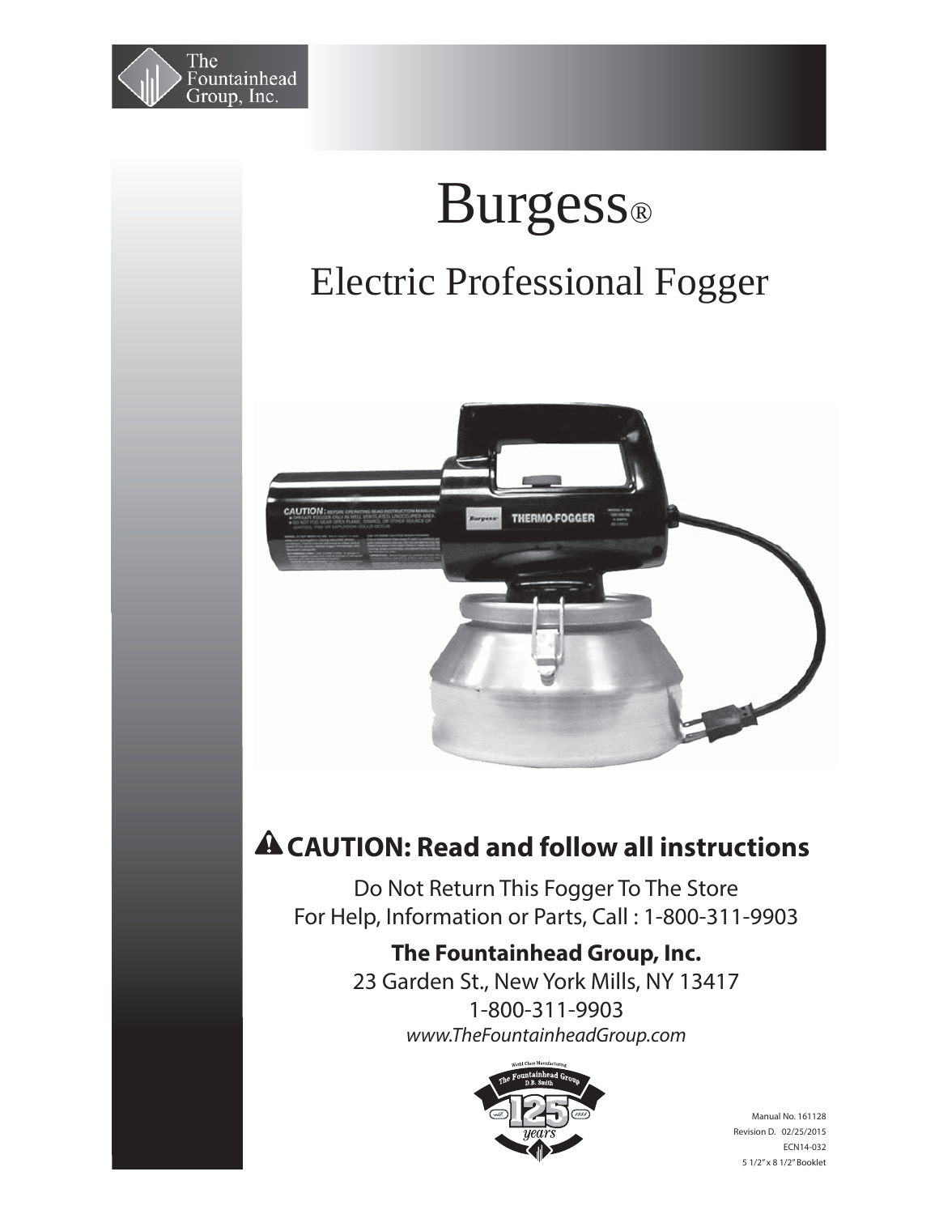The Fountainhead Group, Inc.

# Burgess®

## Electric Professional Fogger

**⚠ CAUTION: Read and follow all instructions**

Do Not Return This Fogger To The Store
For Help, Information or Parts, Call : 1-800-311-9903

**The Fountainhead Group, Inc.**
23 Garden St., New York Mills, NY 13417
1-800-311-9903
*www.TheFountainheadGroup.com*

Manual No. 161128
Revision D. 02/25/2015
ECN14-032
5 1/2" x 8 1/2" Booklet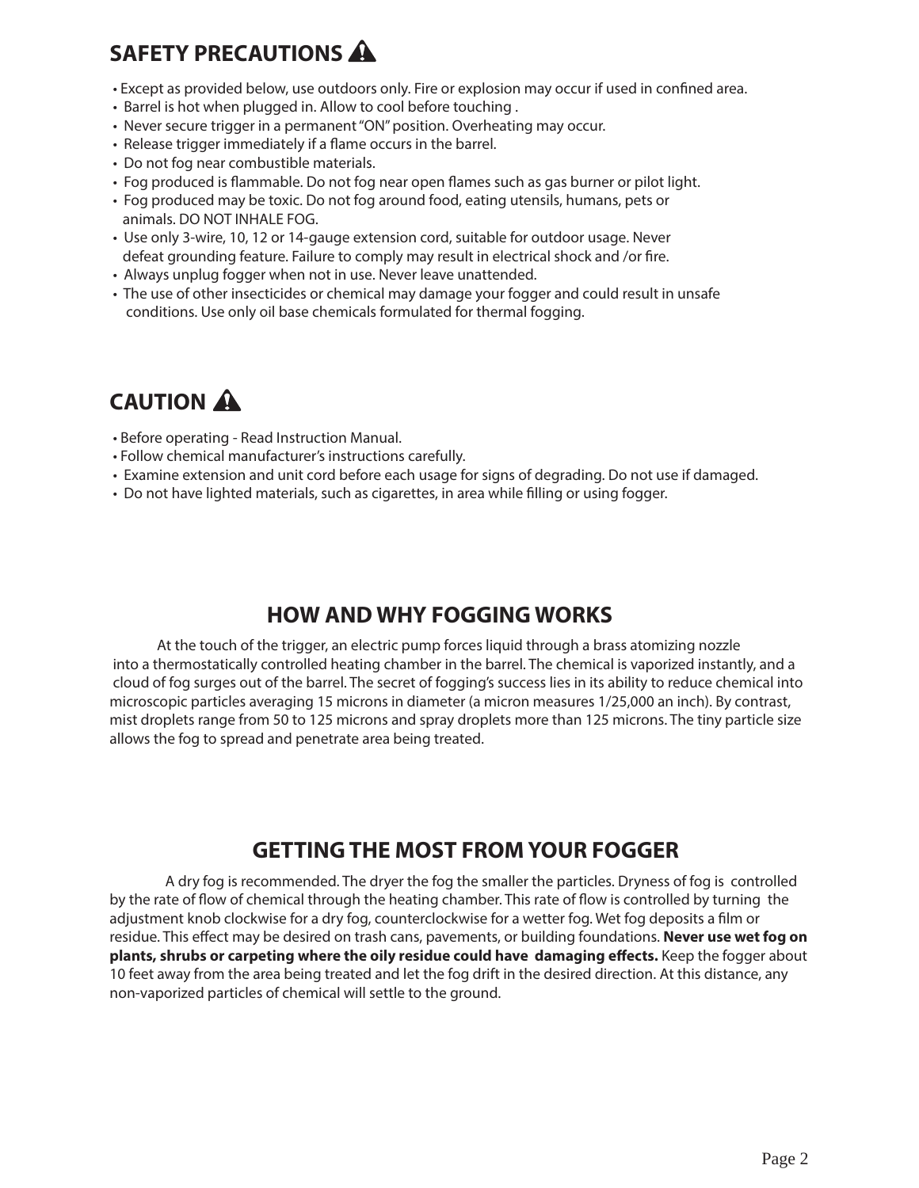## SAFETY PRECAUTIONS ⚠

- Except as provided below, use outdoors only. Fire or explosion may occur if used in confined area.
- Barrel is hot when plugged in. Allow to cool before touching .
- Never secure trigger in a permanent "ON" position. Overheating may occur.
- Release trigger immediately if a flame occurs in the barrel.
- Do not fog near combustible materials.
- Fog produced is flammable. Do not fog near open flames such as gas burner or pilot light.
- Fog produced may be toxic. Do not fog around food, eating utensils, humans, pets or animals. DO NOT INHALE FOG.
- Use only 3-wire, 10, 12 or 14-gauge extension cord, suitable for outdoor usage. Never defeat grounding feature. Failure to comply may result in electrical shock and /or fire.
- Always unplug fogger when not in use. Never leave unattended.
- The use of other insecticides or chemical may damage your fogger and could result in unsafe conditions. Use only oil base chemicals formulated for thermal fogging.

## CAUTION ⚠

- Before operating - Read Instruction Manual.
- Follow chemical manufacturer's instructions carefully.
- Examine extension and unit cord before each usage for signs of degrading. Do not use if damaged.
- Do not have lighted materials, such as cigarettes, in area while filling or using fogger.

## HOW AND WHY FOGGING WORKS

At the touch of the trigger, an electric pump forces liquid through a brass atomizing nozzle into a thermostatically controlled heating chamber in the barrel. The chemical is vaporized instantly, and a cloud of fog surges out of the barrel. The secret of fogging's success lies in its ability to reduce chemical into microscopic particles averaging 15 microns in diameter (a micron measures 1/25,000 an inch). By contrast, mist droplets range from 50 to 125 microns and spray droplets more than 125 microns. The tiny particle size allows the fog to spread and penetrate area being treated.

## GETTING THE MOST FROM YOUR FOGGER

A dry fog is recommended. The dryer the fog the smaller the particles. Dryness of fog is controlled by the rate of flow of chemical through the heating chamber. This rate of flow is controlled by turning the adjustment knob clockwise for a dry fog, counterclockwise for a wetter fog. Wet fog deposits a film or residue. This effect may be desired on trash cans, pavements, or building foundations. **Never use wet fog on plants, shrubs or carpeting where the oily residue could have damaging effects.** Keep the fogger about 10 feet away from the area being treated and let the fog drift in the desired direction. At this distance, any non-vaporized particles of chemical will settle to the ground.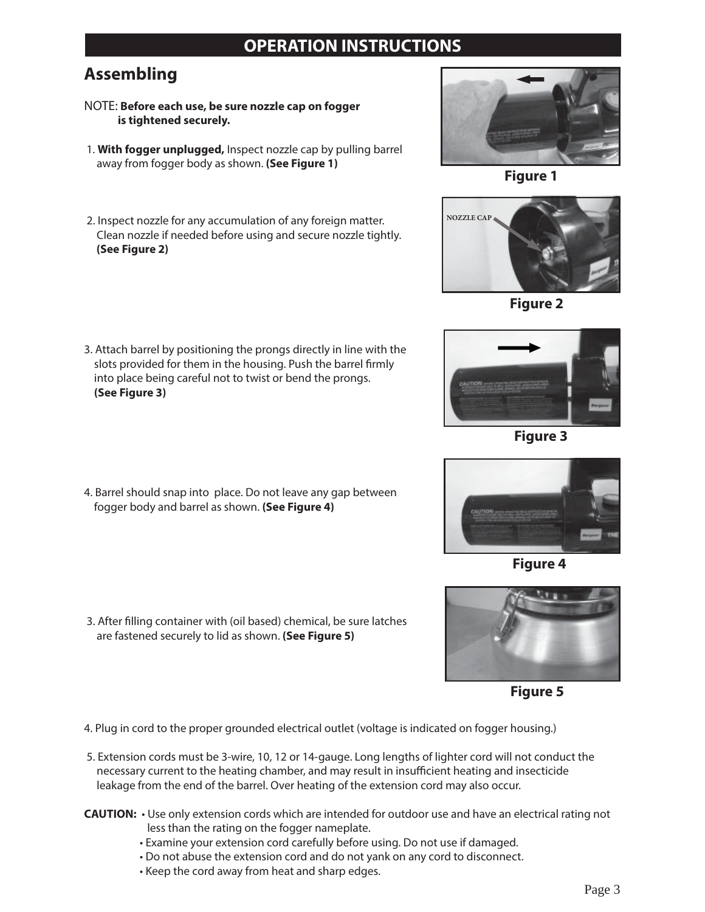## OPERATION INSTRUCTIONS

### Assembling

NOTE: **Before each use, be sure nozzle cap on fogger is tightened securely.**

1. **With fogger unplugged,** Inspect nozzle cap by pulling barrel away from fogger body as shown. **(See Figure 1)**

**Figure 1**

2. Inspect nozzle for any accumulation of any foreign matter. Clean nozzle if needed before using and secure nozzle tightly. **(See Figure 2)**

NOZZLE CAP

**Figure 2**

3. Attach barrel by positioning the prongs directly in line with the slots provided for them in the housing. Push the barrel firmly into place being careful not to twist or bend the prongs. **(See Figure 3)**

**Figure 3**

4. Barrel should snap into place. Do not leave any gap between fogger body and barrel as shown. **(See Figure 4)**

**Figure 4**

3. After filling container with (oil based) chemical, be sure latches are fastened securely to lid as shown. **(See Figure 5)**

**Figure 5**

4. Plug in cord to the proper grounded electrical outlet (voltage is indicated on fogger housing.)

5. Extension cords must be 3-wire, 10, 12 or 14-gauge. Long lengths of lighter cord will not conduct the necessary current to the heating chamber, and may result in insufficient heating and insecticide leakage from the end of the barrel. Over heating of the extension cord may also occur.

**CAUTION:**
- Use only extension cords which are intended for outdoor use and have an electrical rating not less than the rating on the fogger nameplate.
- Examine your extension cord carefully before using. Do not use if damaged.
- Do not abuse the extension cord and do not yank on any cord to disconnect.
- Keep the cord away from heat and sharp edges.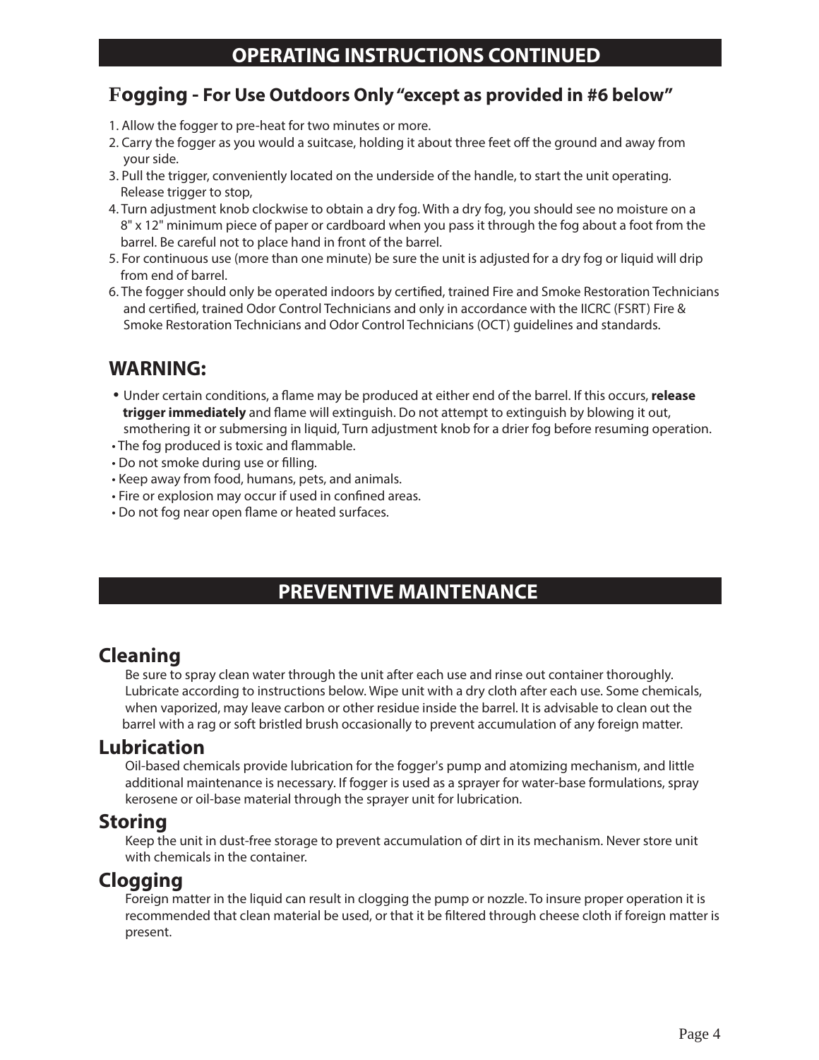## OPERATING INSTRUCTIONS CONTINUED

### Fogging - For Use Outdoors Only "except as provided in #6 below"

1. Allow the fogger to pre-heat for two minutes or more.
2. Carry the fogger as you would a suitcase, holding it about three feet off the ground and away from your side.
3. Pull the trigger, conveniently located on the underside of the handle, to start the unit operating. Release trigger to stop,
4. Turn adjustment knob clockwise to obtain a dry fog. With a dry fog, you should see no moisture on a 8" x 12" minimum piece of paper or cardboard when you pass it through the fog about a foot from the barrel. Be careful not to place hand in front of the barrel.
5. For continuous use (more than one minute) be sure the unit is adjusted for a dry fog or liquid will drip from end of barrel.
6. The fogger should only be operated indoors by certified, trained Fire and Smoke Restoration Technicians and certified, trained Odor Control Technicians and only in accordance with the IICRC (FSRT) Fire & Smoke Restoration Technicians and Odor Control Technicians (OCT) guidelines and standards.

### WARNING:

- Under certain conditions, a flame may be produced at either end of the barrel. If this occurs, **release trigger immediately** and flame will extinguish. Do not attempt to extinguish by blowing it out, smothering it or submersing in liquid, Turn adjustment knob for a drier fog before resuming operation.
- The fog produced is toxic and flammable.
- Do not smoke during use or filling.
- Keep away from food, humans, pets, and animals.
- Fire or explosion may occur if used in confined areas.
- Do not fog near open flame or heated surfaces.

## PREVENTIVE MAINTENANCE

### Cleaning

Be sure to spray clean water through the unit after each use and rinse out container thoroughly. Lubricate according to instructions below. Wipe unit with a dry cloth after each use. Some chemicals, when vaporized, may leave carbon or other residue inside the barrel. It is advisable to clean out the barrel with a rag or soft bristled brush occasionally to prevent accumulation of any foreign matter.

### Lubrication

Oil-based chemicals provide lubrication for the fogger's pump and atomizing mechanism, and little additional maintenance is necessary. If fogger is used as a sprayer for water-base formulations, spray kerosene or oil-base material through the sprayer unit for lubrication.

### Storing

Keep the unit in dust-free storage to prevent accumulation of dirt in its mechanism. Never store unit with chemicals in the container.

### Clogging

Foreign matter in the liquid can result in clogging the pump or nozzle. To insure proper operation it is recommended that clean material be used, or that it be filtered through cheese cloth if foreign matter is present.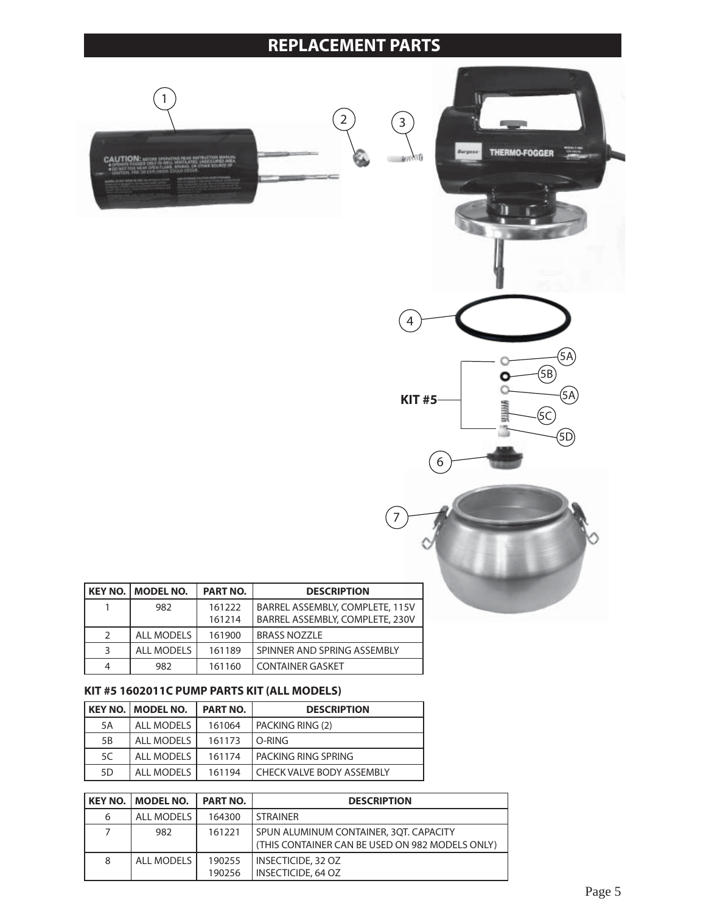# REPLACEMENT PARTS

| KEY NO. | MODEL NO. | PART NO. | DESCRIPTION |
|---|---|---|---|
| 1 | 982 | 161222<br>161214 | BARREL ASSEMBLY, COMPLETE, 115V<br>BARREL ASSEMBLY, COMPLETE, 230V |
| 2 | ALL MODELS | 161900 | BRASS NOZZLE |
| 3 | ALL MODELS | 161189 | SPINNER AND SPRING ASSEMBLY |
| 4 | 982 | 161160 | CONTAINER GASKET |

**KIT #5 1602011C PUMP PARTS KIT (ALL MODELS)**

| KEY NO. | MODEL NO. | PART NO. | DESCRIPTION |
|---|---|---|---|
| 5A | ALL MODELS | 161064 | PACKING RING (2) |
| 5B | ALL MODELS | 161173 | O-RING |
| 5C | ALL MODELS | 161174 | PACKING RING SPRING |
| 5D | ALL MODELS | 161194 | CHECK VALVE BODY ASSEMBLY |

| KEY NO. | MODEL NO. | PART NO. | DESCRIPTION |
|---|---|---|---|
| 6 | ALL MODELS | 164300 | STRAINER |
| 7 | 982 | 161221 | SPUN ALUMINUM CONTAINER, 3QT. CAPACITY<br>(THIS CONTAINER CAN BE USED ON 982 MODELS ONLY) |
| 8 | ALL MODELS | 190255<br>190256 | INSECTICIDE, 32 OZ<br>INSECTICIDE, 64 OZ |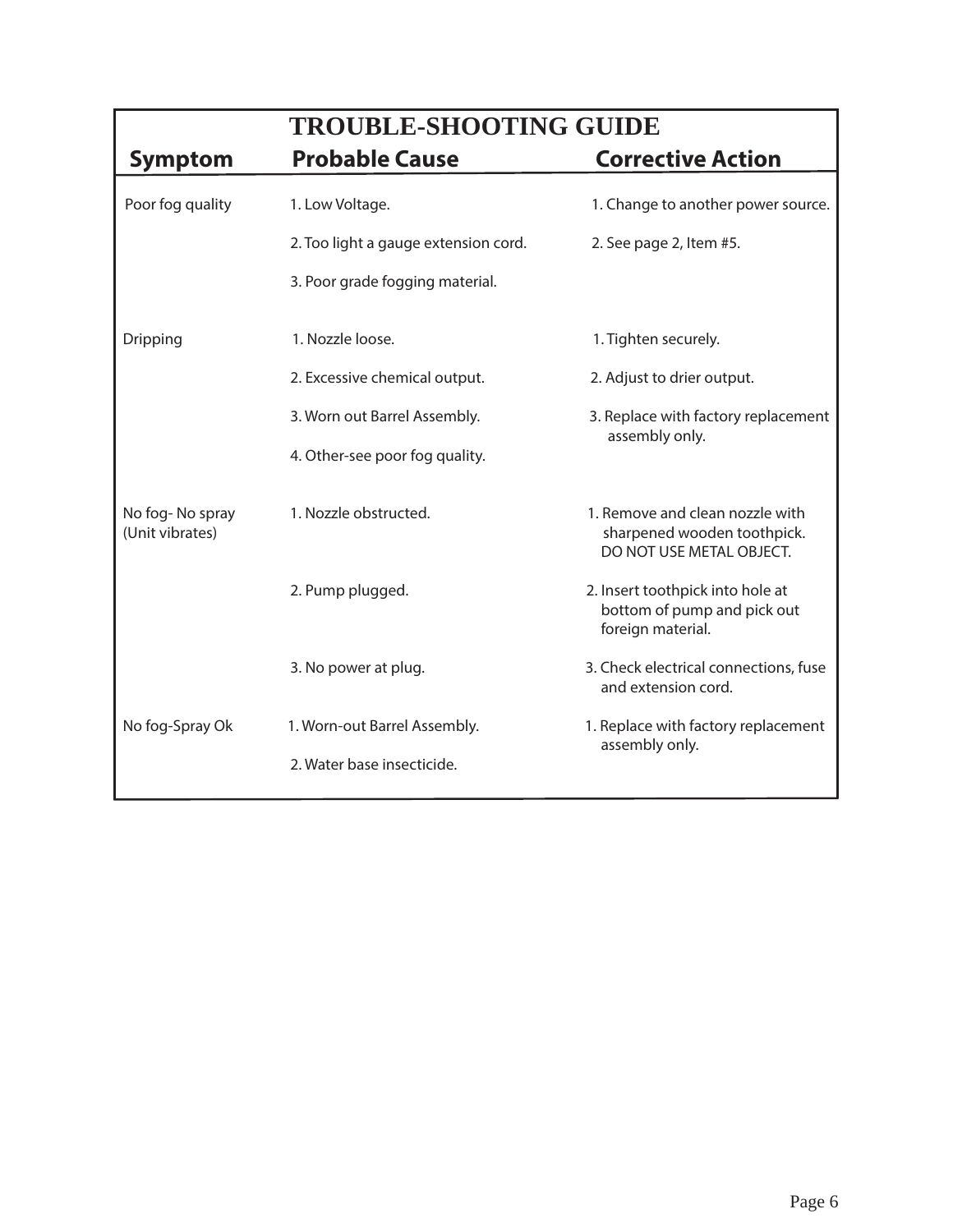# TROUBLE-SHOOTING GUIDE

| Symptom | Probable Cause | Corrective Action |
|---|---|---|
| Poor fog quality | 1. Low Voltage. | 1. Change to another power source. |
| | 2. Too light a gauge extension cord. | 2. See page 2, Item #5. |
| | 3. Poor grade fogging material. | |
| Dripping | 1. Nozzle loose. | 1. Tighten securely. |
| | 2. Excessive chemical output. | 2. Adjust to drier output. |
| | 3. Worn out Barrel Assembly. | 3. Replace with factory replacement assembly only. |
| | 4. Other-see poor fog quality. | |
| No fog- No spray (Unit vibrates) | 1. Nozzle obstructed. | 1. Remove and clean nozzle with sharpened wooden toothpick. DO NOT USE METAL OBJECT. |
| | 2. Pump plugged. | 2. Insert toothpick into hole at bottom of pump and pick out foreign material. |
| | 3. No power at plug. | 3. Check electrical connections, fuse and extension cord. |
| No fog-Spray Ok | 1. Worn-out Barrel Assembly. | 1. Replace with factory replacement assembly only. |
| | 2. Water base insecticide. | |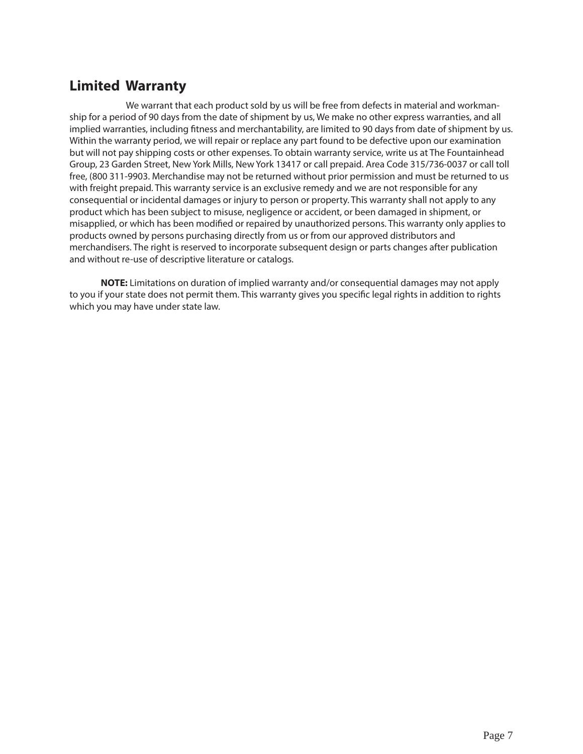## Limited Warranty

We warrant that each product sold by us will be free from defects in material and workmanship for a period of 90 days from the date of shipment by us, We make no other express warranties, and all implied warranties, including fitness and merchantability, are limited to 90 days from date of shipment by us. Within the warranty period, we will repair or replace any part found to be defective upon our examination but will not pay shipping costs or other expenses. To obtain warranty service, write us at The Fountainhead Group, 23 Garden Street, New York Mills, New York 13417 or call prepaid. Area Code 315/736-0037 or call toll free, (800 311-9903. Merchandise may not be returned without prior permission and must be returned to us with freight prepaid. This warranty service is an exclusive remedy and we are not responsible for any consequential or incidental damages or injury to person or property. This warranty shall not apply to any product which has been subject to misuse, negligence or accident, or been damaged in shipment, or misapplied, or which has been modified or repaired by unauthorized persons. This warranty only applies to products owned by persons purchasing directly from us or from our approved distributors and merchandisers. The right is reserved to incorporate subsequent design or parts changes after publication and without re-use of descriptive literature or catalogs.

**NOTE:** Limitations on duration of implied warranty and/or consequential damages may not apply to you if your state does not permit them. This warranty gives you specific legal rights in addition to rights which you may have under state law.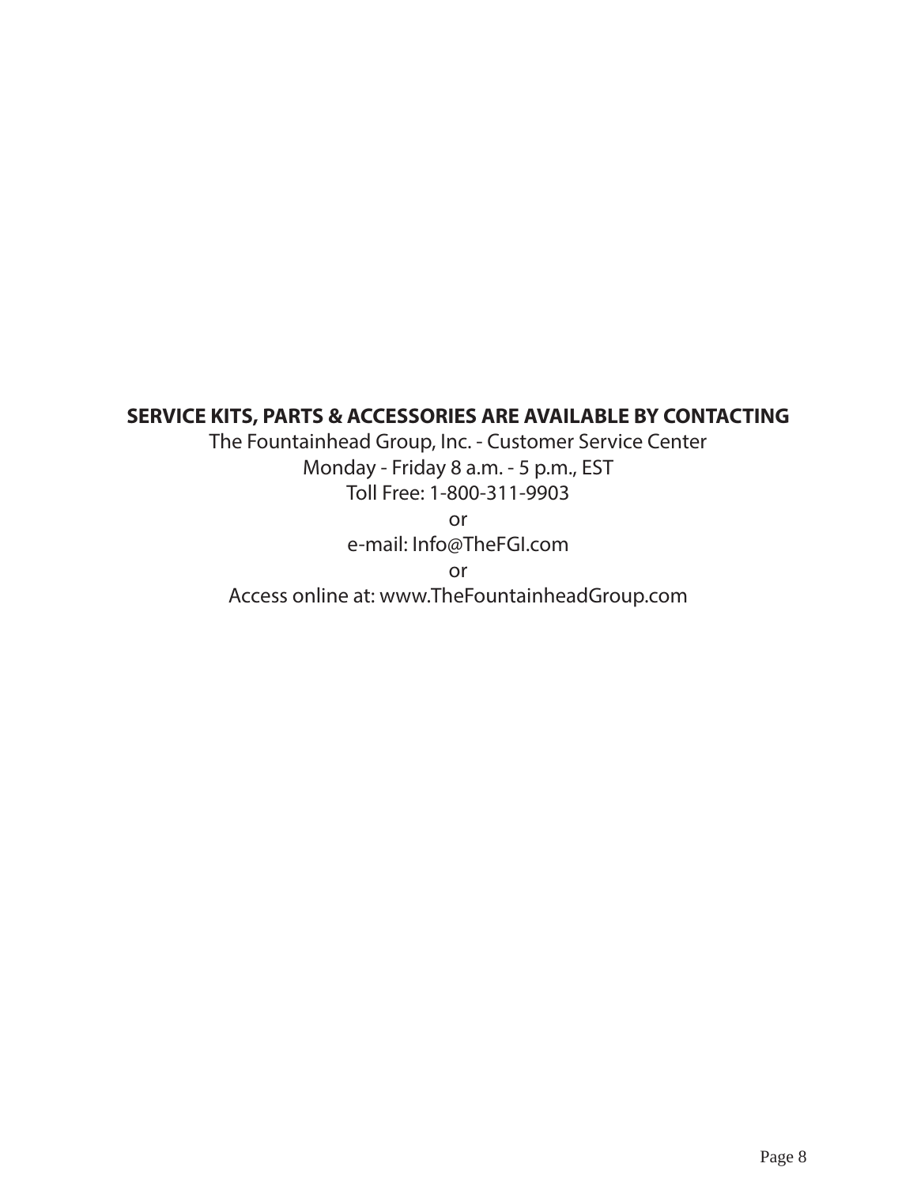**SERVICE KITS, PARTS & ACCESSORIES ARE AVAILABLE BY CONTACTING**

The Fountainhead Group, Inc. - Customer Service Center

Monday - Friday 8 a.m. - 5 p.m., EST

Toll Free: 1-800-311-9903

or

e-mail: Info@TheFGI.com

or

Access online at: www.TheFountainheadGroup.com